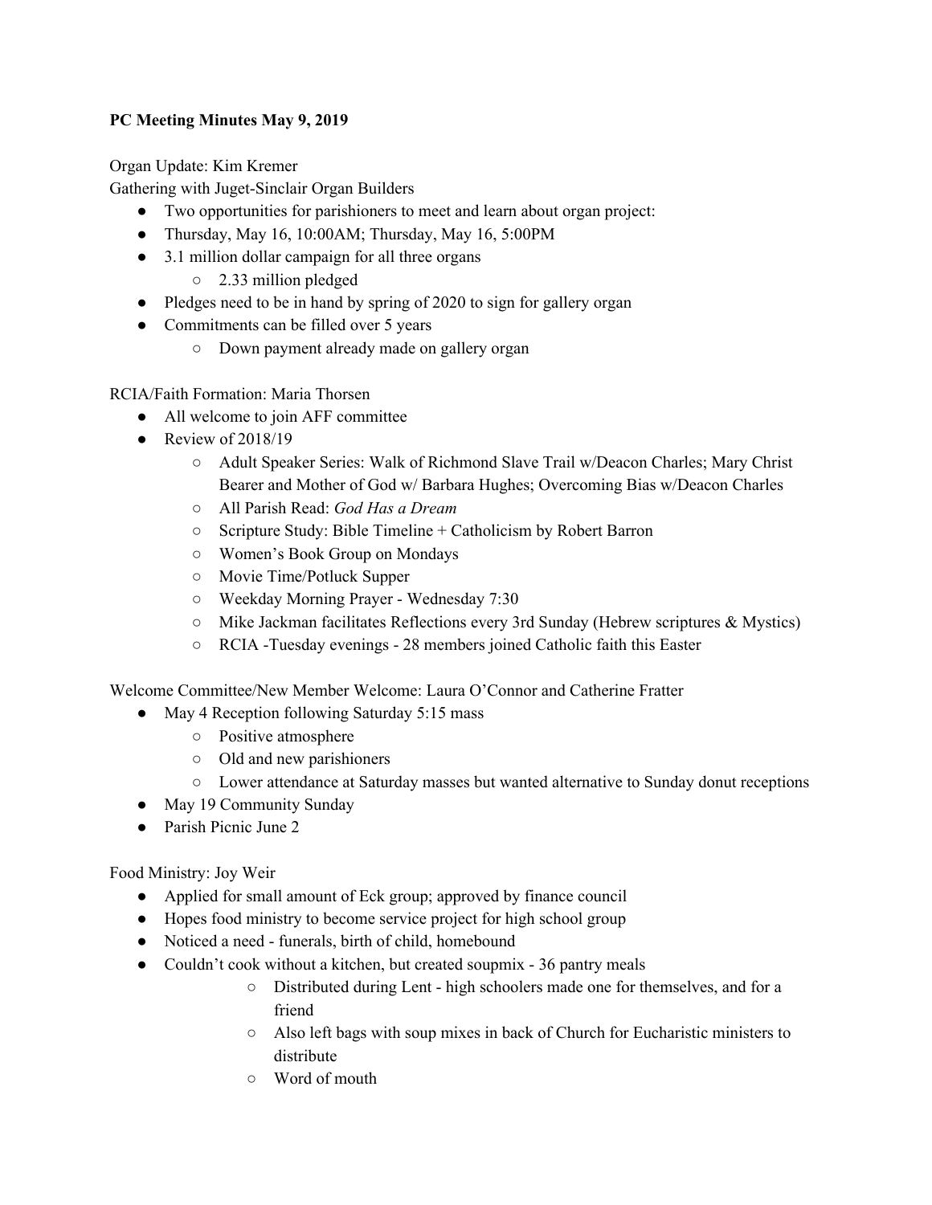**PC Meeting Minutes May 9, 2019**

Organ Update: Kim Kremer
Gathering with Juget-Sinclair Organ Builders

- Two opportunities for parishioners to meet and learn about organ project:
- Thursday, May 16, 10:00AM; Thursday, May 16, 5:00PM
- 3.1 million dollar campaign for all three organs
    - 2.33 million pledged
- Pledges need to be in hand by spring of 2020 to sign for gallery organ
- Commitments can be filled over 5 years
    - Down payment already made on gallery organ

RCIA/Faith Formation: Maria Thorsen

- All welcome to join AFF committee
- Review of 2018/19
    - Adult Speaker Series: Walk of Richmond Slave Trail w/Deacon Charles; Mary Christ Bearer and Mother of God w/ Barbara Hughes; Overcoming Bias w/Deacon Charles
    - All Parish Read: *God Has a Dream*
    - Scripture Study: Bible Timeline + Catholicism by Robert Barron
    - Women's Book Group on Mondays
    - Movie Time/Potluck Supper
    - Weekday Morning Prayer - Wednesday 7:30
    - Mike Jackman facilitates Reflections every 3rd Sunday (Hebrew scriptures & Mystics)
    - RCIA -Tuesday evenings - 28 members joined Catholic faith this Easter

Welcome Committee/New Member Welcome: Laura O'Connor and Catherine Fratter

- May 4 Reception following Saturday 5:15 mass
    - Positive atmosphere
    - Old and new parishioners
    - Lower attendance at Saturday masses but wanted alternative to Sunday donut receptions
- May 19 Community Sunday
- Parish Picnic June 2

Food Ministry: Joy Weir

- Applied for small amount of Eck group; approved by finance council
- Hopes food ministry to become service project for high school group
- Noticed a need - funerals, birth of child, homebound
- Couldn't cook without a kitchen, but created soupmix - 36 pantry meals
    - Distributed during Lent - high schoolers made one for themselves, and for a friend
    - Also left bags with soup mixes in back of Church for Eucharistic ministers to distribute
    - Word of mouth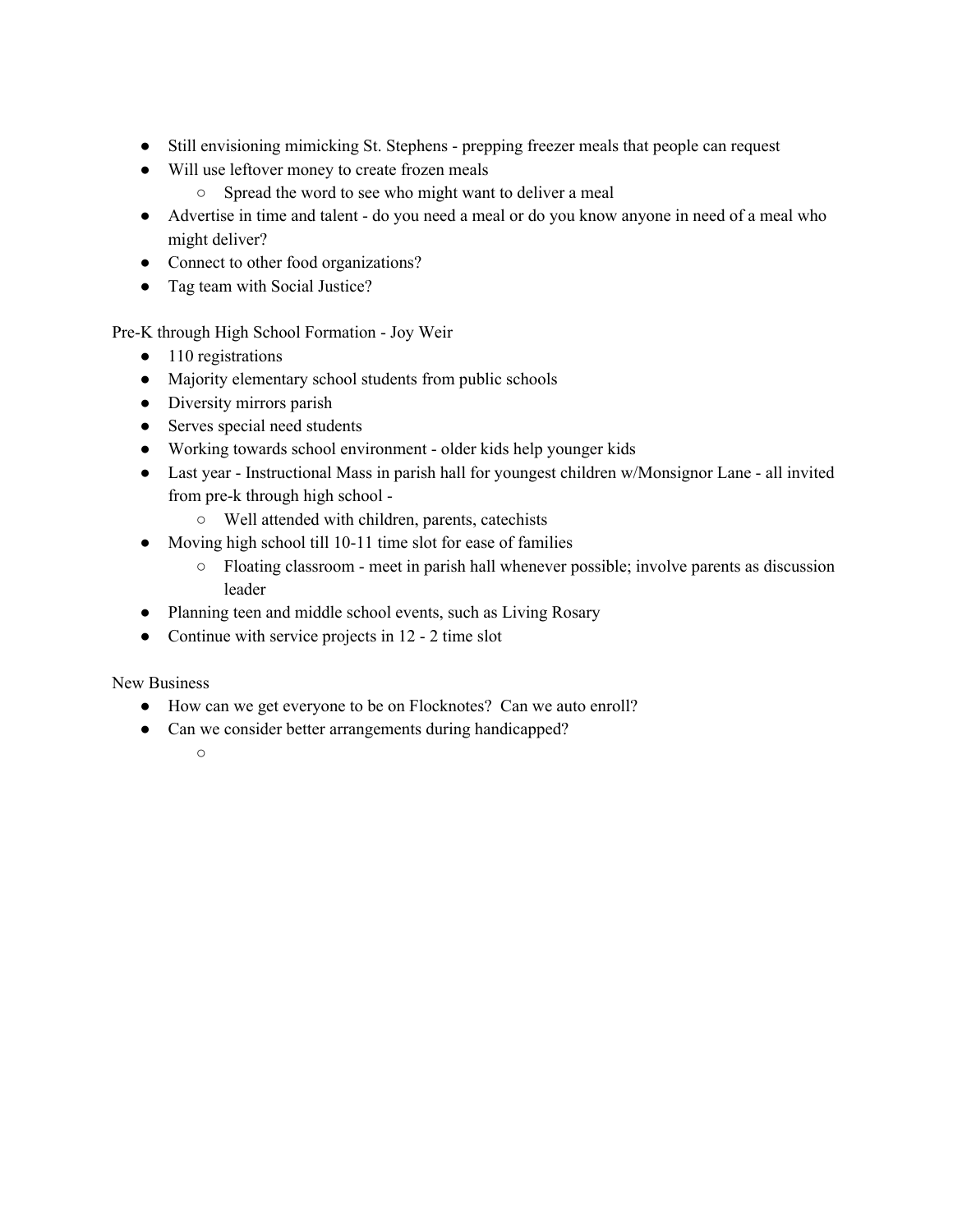- Still envisioning mimicking St. Stephens - prepping freezer meals that people can request
- Will use leftover money to create frozen meals
    - Spread the word to see who might want to deliver a meal
- Advertise in time and talent - do you need a meal or do you know anyone in need of a meal who might deliver?
- Connect to other food organizations?
- Tag team with Social Justice?

Pre-K through High School Formation - Joy Weir

- 110 registrations
- Majority elementary school students from public schools
- Diversity mirrors parish
- Serves special need students
- Working towards school environment - older kids help younger kids
- Last year - Instructional Mass in parish hall for youngest children w/Monsignor Lane - all invited from pre-k through high school -
    - Well attended with children, parents, catechists
- Moving high school till 10-11 time slot for ease of families
    - Floating classroom - meet in parish hall whenever possible; involve parents as discussion leader
- Planning teen and middle school events, such as Living Rosary
- Continue with service projects in 12 - 2 time slot

New Business

- How can we get everyone to be on Flocknotes?  Can we auto enroll?
- Can we consider better arrangements during handicapped?
    -